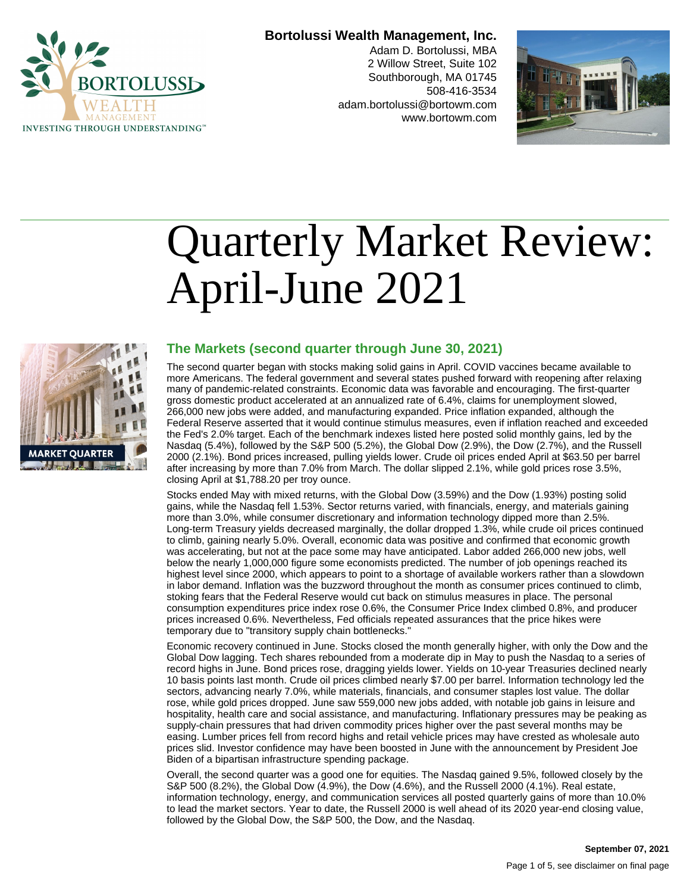**Bortolussi Wealth Management, Inc.**
Adam D. Bortolussi, MBA
2 Willow Street, Suite 102
Southborough, MA 01745
508-416-3534
adam.bortolussi@bortowm.com
www.bortowm.com

# Quarterly Market Review: April-June 2021

## The Markets (second quarter through June 30, 2021)

The second quarter began with stocks making solid gains in April. COVID vaccines became available to more Americans. The federal government and several states pushed forward with reopening after relaxing many of pandemic-related constraints. Economic data was favorable and encouraging. The first-quarter gross domestic product accelerated at an annualized rate of 6.4%, claims for unemployment slowed, 266,000 new jobs were added, and manufacturing expanded. Price inflation expanded, although the Federal Reserve asserted that it would continue stimulus measures, even if inflation reached and exceeded the Fed's 2.0% target. Each of the benchmark indexes listed here posted solid monthly gains, led by the Nasdaq (5.4%), followed by the S&P 500 (5.2%), the Global Dow (2.9%), the Dow (2.7%), and the Russell 2000 (2.1%). Bond prices increased, pulling yields lower. Crude oil prices ended April at $63.50 per barrel after increasing by more than 7.0% from March. The dollar slipped 2.1%, while gold prices rose 3.5%, closing April at $1,788.20 per troy ounce.

Stocks ended May with mixed returns, with the Global Dow (3.59%) and the Dow (1.93%) posting solid gains, while the Nasdaq fell 1.53%. Sector returns varied, with financials, energy, and materials gaining more than 3.0%, while consumer discretionary and information technology dipped more than 2.5%. Long-term Treasury yields decreased marginally, the dollar dropped 1.3%, while crude oil prices continued to climb, gaining nearly 5.0%. Overall, economic data was positive and confirmed that economic growth was accelerating, but not at the pace some may have anticipated. Labor added 266,000 new jobs, well below the nearly 1,000,000 figure some economists predicted. The number of job openings reached its highest level since 2000, which appears to point to a shortage of available workers rather than a slowdown in labor demand. Inflation was the buzzword throughout the month as consumer prices continued to climb, stoking fears that the Federal Reserve would cut back on stimulus measures in place. The personal consumption expenditures price index rose 0.6%, the Consumer Price Index climbed 0.8%, and producer prices increased 0.6%. Nevertheless, Fed officials repeated assurances that the price hikes were temporary due to "transitory supply chain bottlenecks."

Economic recovery continued in June. Stocks closed the month generally higher, with only the Dow and the Global Dow lagging. Tech shares rebounded from a moderate dip in May to push the Nasdaq to a series of record highs in June. Bond prices rose, dragging yields lower. Yields on 10-year Treasuries declined nearly 10 basis points last month. Crude oil prices climbed nearly $7.00 per barrel. Information technology led the sectors, advancing nearly 7.0%, while materials, financials, and consumer staples lost value. The dollar rose, while gold prices dropped. June saw 559,000 new jobs added, with notable job gains in leisure and hospitality, health care and social assistance, and manufacturing. Inflationary pressures may be peaking as supply-chain pressures that had driven commodity prices higher over the past several months may be easing. Lumber prices fell from record highs and retail vehicle prices may have crested as wholesale auto prices slid. Investor confidence may have been boosted in June with the announcement by President Joe Biden of a bipartisan infrastructure spending package.

Overall, the second quarter was a good one for equities. The Nasdaq gained 9.5%, followed closely by the S&P 500 (8.2%), the Global Dow (4.9%), the Dow (4.6%), and the Russell 2000 (4.1%). Real estate, information technology, energy, and communication services all posted quarterly gains of more than 10.0% to lead the market sectors. Year to date, the Russell 2000 is well ahead of its 2020 year-end closing value, followed by the Global Dow, the S&P 500, the Dow, and the Nasdaq.

**September 07, 2021**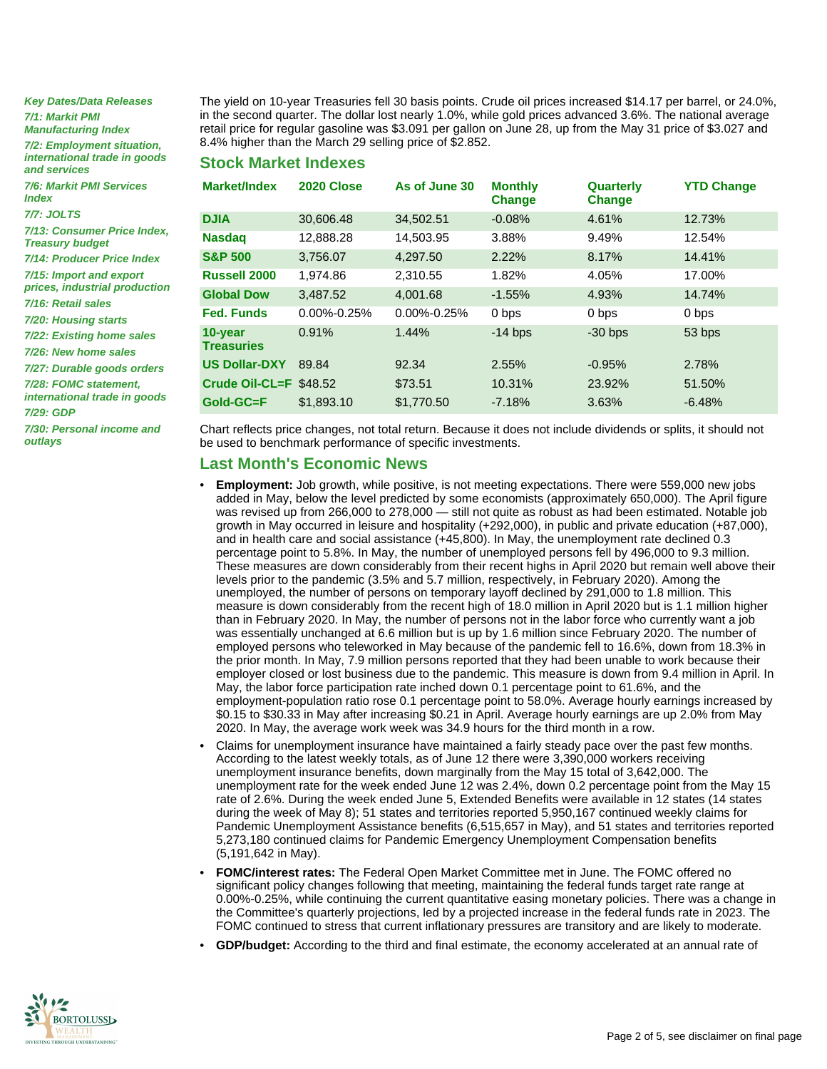*Key Dates/Data Releases*

*7/1: Markit PMI Manufacturing Index*

*7/2: Employment situation, international trade in goods and services*

*7/6: Markit PMI Services Index*

*7/7: JOLTS*

*7/13: Consumer Price Index, Treasury budget*

*7/14: Producer Price Index*

*7/15: Import and export prices, industrial production*

*7/16: Retail sales*

*7/20: Housing starts*

*7/22: Existing home sales*

*7/26: New home sales*

*7/27: Durable goods orders*

*7/28: FOMC statement, international trade in goods*

*7/29: GDP*

*7/30: Personal income and outlays*

The yield on 10-year Treasuries fell 30 basis points. Crude oil prices increased $14.17 per barrel, or 24.0%, in the second quarter. The dollar lost nearly 1.0%, while gold prices advanced 3.6%. The national average retail price for regular gasoline was $3.091 per gallon on June 28, up from the May 31 price of $3.027 and 8.4% higher than the March 29 selling price of $2.852.

## Stock Market Indexes

| Market/Index | 2020 Close | As of June 30 | Monthly Change | Quarterly Change | YTD Change |
|---|---|---|---|---|---|
| **DJIA** | 30,606.48 | 34,502.51 | -0.08% | 4.61% | 12.73% |
| **Nasdaq** | 12,888.28 | 14,503.95 | 3.88% | 9.49% | 12.54% |
| **S&P 500** | 3,756.07 | 4,297.50 | 2.22% | 8.17% | 14.41% |
| **Russell 2000** | 1,974.86 | 2,310.55 | 1.82% | 4.05% | 17.00% |
| **Global Dow** | 3,487.52 | 4,001.68 | -1.55% | 4.93% | 14.74% |
| **Fed. Funds** | 0.00%-0.25% | 0.00%-0.25% | 0 bps | 0 bps | 0 bps |
| **10-year Treasuries** | 0.91% | 1.44% | -14 bps | -30 bps | 53 bps |
| **US Dollar-DXY** | 89.84 | 92.34 | 2.55% | -0.95% | 2.78% |
| **Crude Oil-CL=F** | $48.52 | $73.51 | 10.31% | 23.92% | 51.50% |
| **Gold-GC=F** | $1,893.10 | $1,770.50 | -7.18% | 3.63% | -6.48% |

Chart reflects price changes, not total return. Because it does not include dividends or splits, it should not be used to benchmark performance of specific investments.

## Last Month's Economic News

- **Employment:** Job growth, while positive, is not meeting expectations. There were 559,000 new jobs added in May, below the level predicted by some economists (approximately 650,000). The April figure was revised up from 266,000 to 278,000 — still not quite as robust as had been estimated. Notable job growth in May occurred in leisure and hospitality (+292,000), in public and private education (+87,000), and in health care and social assistance (+45,800). In May, the unemployment rate declined 0.3 percentage point to 5.8%. In May, the number of unemployed persons fell by 496,000 to 9.3 million. These measures are down considerably from their recent highs in April 2020 but remain well above their levels prior to the pandemic (3.5% and 5.7 million, respectively, in February 2020). Among the unemployed, the number of persons on temporary layoff declined by 291,000 to 1.8 million. This measure is down considerably from the recent high of 18.0 million in April 2020 but is 1.1 million higher than in February 2020. In May, the number of persons not in the labor force who currently want a job was essentially unchanged at 6.6 million but is up by 1.6 million since February 2020. The number of employed persons who teleworked in May because of the pandemic fell to 16.6%, down from 18.3% in the prior month. In May, 7.9 million persons reported that they had been unable to work because their employer closed or lost business due to the pandemic. This measure is down from 9.4 million in April. In May, the labor force participation rate inched down 0.1 percentage point to 61.6%, and the employment-population ratio rose 0.1 percentage point to 58.0%. Average hourly earnings increased by $0.15 to $30.33 in May after increasing $0.21 in April. Average hourly earnings are up 2.0% from May 2020. In May, the average work week was 34.9 hours for the third month in a row.
- Claims for unemployment insurance have maintained a fairly steady pace over the past few months. According to the latest weekly totals, as of June 12 there were 3,390,000 workers receiving unemployment insurance benefits, down marginally from the May 15 total of 3,642,000. The unemployment rate for the week ended June 12 was 2.4%, down 0.2 percentage point from the May 15 rate of 2.6%. During the week ended June 5, Extended Benefits were available in 12 states (14 states during the week of May 8); 51 states and territories reported 5,950,167 continued weekly claims for Pandemic Unemployment Assistance benefits (6,515,657 in May), and 51 states and territories reported 5,273,180 continued claims for Pandemic Emergency Unemployment Compensation benefits (5,191,642 in May).
- **FOMC/interest rates:** The Federal Open Market Committee met in June. The FOMC offered no significant policy changes following that meeting, maintaining the federal funds target rate range at 0.00%-0.25%, while continuing the current quantitative easing monetary policies. There was a change in the Committee's quarterly projections, led by a projected increase in the federal funds rate in 2023. The FOMC continued to stress that current inflationary pressures are transitory and are likely to moderate.
- **GDP/budget:** According to the third and final estimate, the economy accelerated at an annual rate of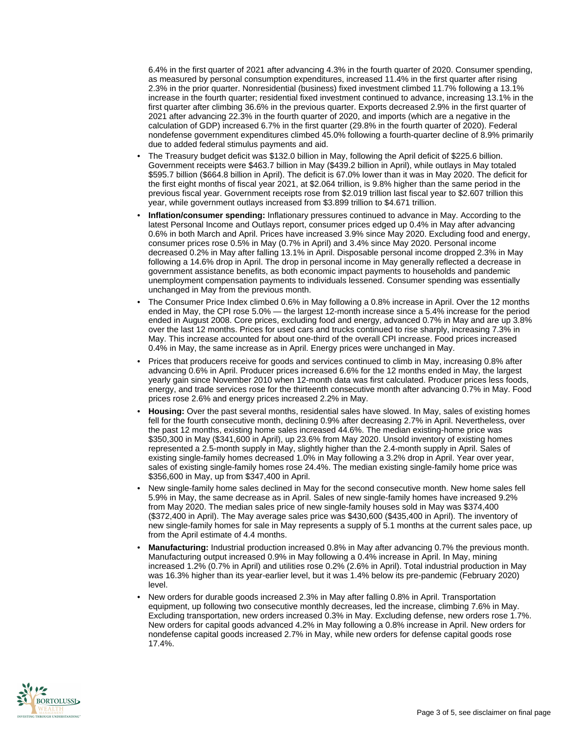6.4% in the first quarter of 2021 after advancing 4.3% in the fourth quarter of 2020. Consumer spending, as measured by personal consumption expenditures, increased 11.4% in the first quarter after rising 2.3% in the prior quarter. Nonresidential (business) fixed investment climbed 11.7% following a 13.1% increase in the fourth quarter; residential fixed investment continued to advance, increasing 13.1% in the first quarter after climbing 36.6% in the previous quarter. Exports decreased 2.9% in the first quarter of 2021 after advancing 22.3% in the fourth quarter of 2020, and imports (which are a negative in the calculation of GDP) increased 6.7% in the first quarter (29.8% in the fourth quarter of 2020). Federal nondefense government expenditures climbed 45.0% following a fourth-quarter decline of 8.9% primarily due to added federal stimulus payments and aid.

- The Treasury budget deficit was $132.0 billion in May, following the April deficit of $225.6 billion. Government receipts were $463.7 billion in May ($439.2 billion in April), while outlays in May totaled $595.7 billion ($664.8 billion in April). The deficit is 67.0% lower than it was in May 2020. The deficit for the first eight months of fiscal year 2021, at $2.064 trillion, is 9.8% higher than the same period in the previous fiscal year. Government receipts rose from $2.019 trillion last fiscal year to $2.607 trillion this year, while government outlays increased from $3.899 trillion to $4.671 trillion.
- **Inflation/consumer spending:** Inflationary pressures continued to advance in May. According to the latest Personal Income and Outlays report, consumer prices edged up 0.4% in May after advancing 0.6% in both March and April. Prices have increased 3.9% since May 2020. Excluding food and energy, consumer prices rose 0.5% in May (0.7% in April) and 3.4% since May 2020. Personal income decreased 0.2% in May after falling 13.1% in April. Disposable personal income dropped 2.3% in May following a 14.6% drop in April. The drop in personal income in May generally reflected a decrease in government assistance benefits, as both economic impact payments to households and pandemic unemployment compensation payments to individuals lessened. Consumer spending was essentially unchanged in May from the previous month.
- The Consumer Price Index climbed 0.6% in May following a 0.8% increase in April. Over the 12 months ended in May, the CPI rose 5.0% — the largest 12-month increase since a 5.4% increase for the period ended in August 2008. Core prices, excluding food and energy, advanced 0.7% in May and are up 3.8% over the last 12 months. Prices for used cars and trucks continued to rise sharply, increasing 7.3% in May. This increase accounted for about one-third of the overall CPI increase. Food prices increased 0.4% in May, the same increase as in April. Energy prices were unchanged in May.
- Prices that producers receive for goods and services continued to climb in May, increasing 0.8% after advancing 0.6% in April. Producer prices increased 6.6% for the 12 months ended in May, the largest yearly gain since November 2010 when 12-month data was first calculated. Producer prices less foods, energy, and trade services rose for the thirteenth consecutive month after advancing 0.7% in May. Food prices rose 2.6% and energy prices increased 2.2% in May.
- **Housing:** Over the past several months, residential sales have slowed. In May, sales of existing homes fell for the fourth consecutive month, declining 0.9% after decreasing 2.7% in April. Nevertheless, over the past 12 months, existing home sales increased 44.6%. The median existing-home price was $350,300 in May ($341,600 in April), up 23.6% from May 2020. Unsold inventory of existing homes represented a 2.5-month supply in May, slightly higher than the 2.4-month supply in April. Sales of existing single-family homes decreased 1.0% in May following a 3.2% drop in April. Year over year, sales of existing single-family homes rose 24.4%. The median existing single-family home price was $356,600 in May, up from $347,400 in April.
- New single-family home sales declined in May for the second consecutive month. New home sales fell 5.9% in May, the same decrease as in April. Sales of new single-family homes have increased 9.2% from May 2020. The median sales price of new single-family houses sold in May was $374,400 ($372,400 in April). The May average sales price was $430,600 ($435,400 in April). The inventory of new single-family homes for sale in May represents a supply of 5.1 months at the current sales pace, up from the April estimate of 4.4 months.
- **Manufacturing:** Industrial production increased 0.8% in May after advancing 0.7% the previous month. Manufacturing output increased 0.9% in May following a 0.4% increase in April. In May, mining increased 1.2% (0.7% in April) and utilities rose 0.2% (2.6% in April). Total industrial production in May was 16.3% higher than its year-earlier level, but it was 1.4% below its pre-pandemic (February 2020) level.
- New orders for durable goods increased 2.3% in May after falling 0.8% in April. Transportation equipment, up following two consecutive monthly decreases, led the increase, climbing 7.6% in May. Excluding transportation, new orders increased 0.3% in May. Excluding defense, new orders rose 1.7%. New orders for capital goods advanced 4.2% in May following a 0.8% increase in April. New orders for nondefense capital goods increased 2.7% in May, while new orders for defense capital goods rose 17.4%.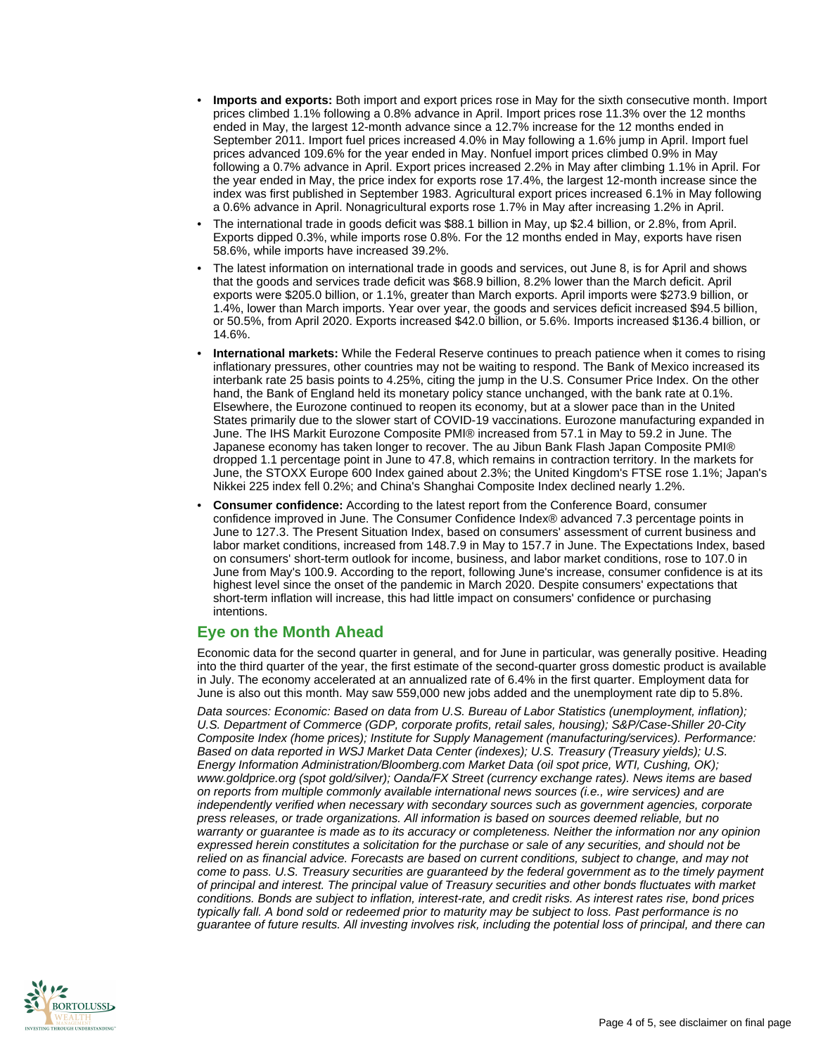- **Imports and exports:** Both import and export prices rose in May for the sixth consecutive month. Import prices climbed 1.1% following a 0.8% advance in April. Import prices rose 11.3% over the 12 months ended in May, the largest 12-month advance since a 12.7% increase for the 12 months ended in September 2011. Import fuel prices increased 4.0% in May following a 1.6% jump in April. Import fuel prices advanced 109.6% for the year ended in May. Nonfuel import prices climbed 0.9% in May following a 0.7% advance in April. Export prices increased 2.2% in May after climbing 1.1% in April. For the year ended in May, the price index for exports rose 17.4%, the largest 12-month increase since the index was first published in September 1983. Agricultural export prices increased 6.1% in May following a 0.6% advance in April. Nonagricultural exports rose 1.7% in May after increasing 1.2% in April.
- The international trade in goods deficit was $88.1 billion in May, up $2.4 billion, or 2.8%, from April. Exports dipped 0.3%, while imports rose 0.8%. For the 12 months ended in May, exports have risen 58.6%, while imports have increased 39.2%.
- The latest information on international trade in goods and services, out June 8, is for April and shows that the goods and services trade deficit was $68.9 billion, 8.2% lower than the March deficit. April exports were $205.0 billion, or 1.1%, greater than March exports. April imports were $273.9 billion, or 1.4%, lower than March imports. Year over year, the goods and services deficit increased $94.5 billion, or 50.5%, from April 2020. Exports increased $42.0 billion, or 5.6%. Imports increased $136.4 billion, or 14.6%.
- **International markets:** While the Federal Reserve continues to preach patience when it comes to rising inflationary pressures, other countries may not be waiting to respond. The Bank of Mexico increased its interbank rate 25 basis points to 4.25%, citing the jump in the U.S. Consumer Price Index. On the other hand, the Bank of England held its monetary policy stance unchanged, with the bank rate at 0.1%. Elsewhere, the Eurozone continued to reopen its economy, but at a slower pace than in the United States primarily due to the slower start of COVID-19 vaccinations. Eurozone manufacturing expanded in June. The IHS Markit Eurozone Composite PMI® increased from 57.1 in May to 59.2 in June. The Japanese economy has taken longer to recover. The au Jibun Bank Flash Japan Composite PMI® dropped 1.1 percentage point in June to 47.8, which remains in contraction territory. In the markets for June, the STOXX Europe 600 Index gained about 2.3%; the United Kingdom's FTSE rose 1.1%; Japan's Nikkei 225 index fell 0.2%; and China's Shanghai Composite Index declined nearly 1.2%.
- **Consumer confidence:** According to the latest report from the Conference Board, consumer confidence improved in June. The Consumer Confidence Index® advanced 7.3 percentage points in June to 127.3. The Present Situation Index, based on consumers' assessment of current business and labor market conditions, increased from 148.7.9 in May to 157.7 in June. The Expectations Index, based on consumers' short-term outlook for income, business, and labor market conditions, rose to 107.0 in June from May's 100.9. According to the report, following June's increase, consumer confidence is at its highest level since the onset of the pandemic in March 2020. Despite consumers' expectations that short-term inflation will increase, this had little impact on consumers' confidence or purchasing intentions.

## Eye on the Month Ahead

Economic data for the second quarter in general, and for June in particular, was generally positive. Heading into the third quarter of the year, the first estimate of the second-quarter gross domestic product is available in July. The economy accelerated at an annualized rate of 6.4% in the first quarter. Employment data for June is also out this month. May saw 559,000 new jobs added and the unemployment rate dip to 5.8%.

*Data sources: Economic: Based on data from U.S. Bureau of Labor Statistics (unemployment, inflation); U.S. Department of Commerce (GDP, corporate profits, retail sales, housing); S&P/Case-Shiller 20-City Composite Index (home prices); Institute for Supply Management (manufacturing/services). Performance: Based on data reported in WSJ Market Data Center (indexes); U.S. Treasury (Treasury yields); U.S. Energy Information Administration/Bloomberg.com Market Data (oil spot price, WTI, Cushing, OK); www.goldprice.org (spot gold/silver); Oanda/FX Street (currency exchange rates). News items are based on reports from multiple commonly available international news sources (i.e., wire services) and are independently verified when necessary with secondary sources such as government agencies, corporate press releases, or trade organizations. All information is based on sources deemed reliable, but no warranty or guarantee is made as to its accuracy or completeness. Neither the information nor any opinion expressed herein constitutes a solicitation for the purchase or sale of any securities, and should not be relied on as financial advice. Forecasts are based on current conditions, subject to change, and may not come to pass. U.S. Treasury securities are guaranteed by the federal government as to the timely payment of principal and interest. The principal value of Treasury securities and other bonds fluctuates with market conditions. Bonds are subject to inflation, interest-rate, and credit risks. As interest rates rise, bond prices typically fall. A bond sold or redeemed prior to maturity may be subject to loss. Past performance is no guarantee of future results. All investing involves risk, including the potential loss of principal, and there can*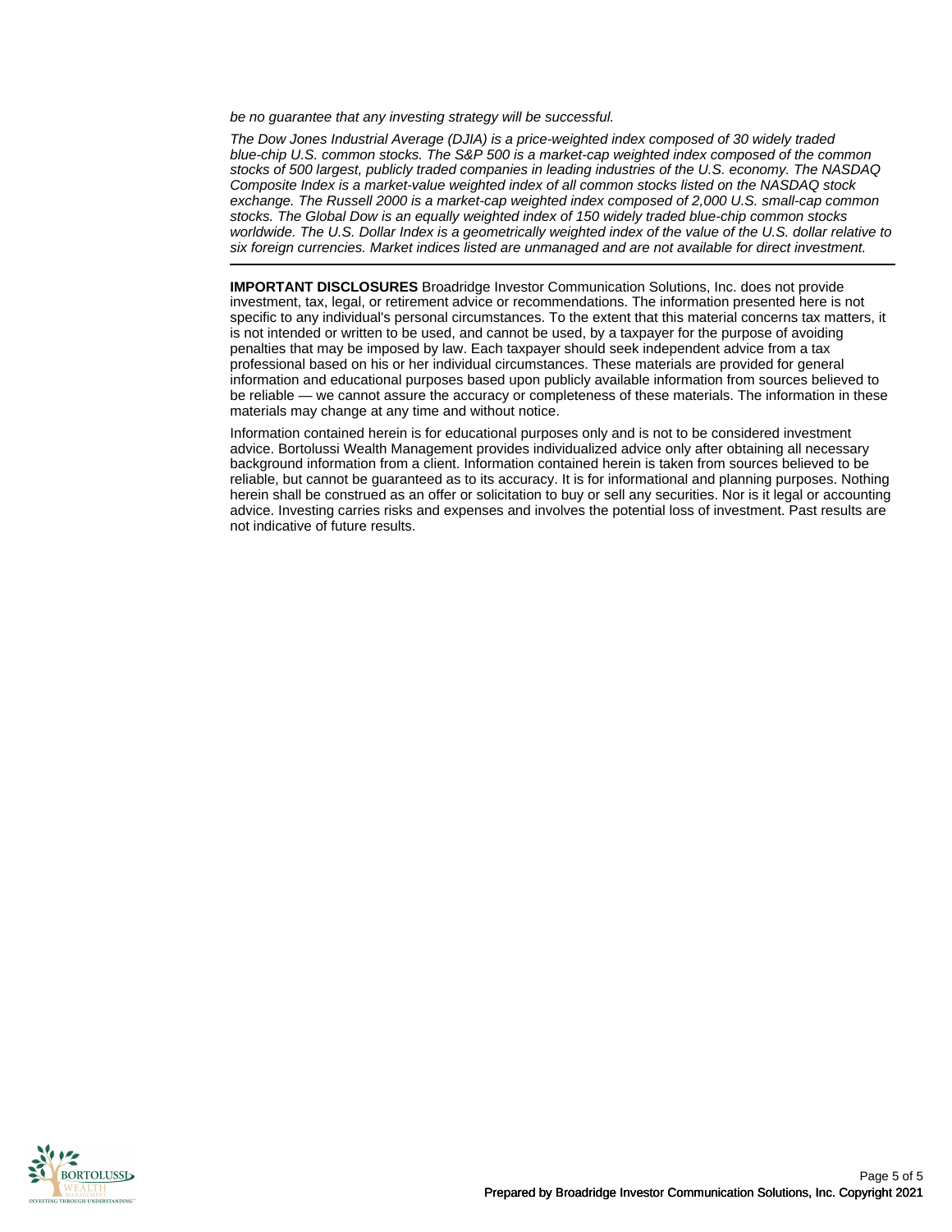*be no guarantee that any investing strategy will be successful.*

*The Dow Jones Industrial Average (DJIA) is a price-weighted index composed of 30 widely traded blue-chip U.S. common stocks. The S&P 500 is a market-cap weighted index composed of the common stocks of 500 largest, publicly traded companies in leading industries of the U.S. economy. The NASDAQ Composite Index is a market-value weighted index of all common stocks listed on the NASDAQ stock exchange. The Russell 2000 is a market-cap weighted index composed of 2,000 U.S. small-cap common stocks. The Global Dow is an equally weighted index of 150 widely traded blue-chip common stocks worldwide. The U.S. Dollar Index is a geometrically weighted index of the value of the U.S. dollar relative to six foreign currencies. Market indices listed are unmanaged and are not available for direct investment.*

---

**IMPORTANT DISCLOSURES** Broadridge Investor Communication Solutions, Inc. does not provide investment, tax, legal, or retirement advice or recommendations. The information presented here is not specific to any individual's personal circumstances. To the extent that this material concerns tax matters, it is not intended or written to be used, and cannot be used, by a taxpayer for the purpose of avoiding penalties that may be imposed by law. Each taxpayer should seek independent advice from a tax professional based on his or her individual circumstances. These materials are provided for general information and educational purposes based upon publicly available information from sources believed to be reliable — we cannot assure the accuracy or completeness of these materials. The information in these materials may change at any time and without notice.

Information contained herein is for educational purposes only and is not to be considered investment advice. Bortolussi Wealth Management provides individualized advice only after obtaining all necessary background information from a client. Information contained herein is taken from sources believed to be reliable, but cannot be guaranteed as to its accuracy. It is for informational and planning purposes. Nothing herein shall be construed as an offer or solicitation to buy or sell any securities. Nor is it legal or accounting advice. Investing carries risks and expenses and involves the potential loss of investment. Past results are not indicative of future results.

Prepared by Broadridge Investor Communication Solutions, Inc. Copyright 2021